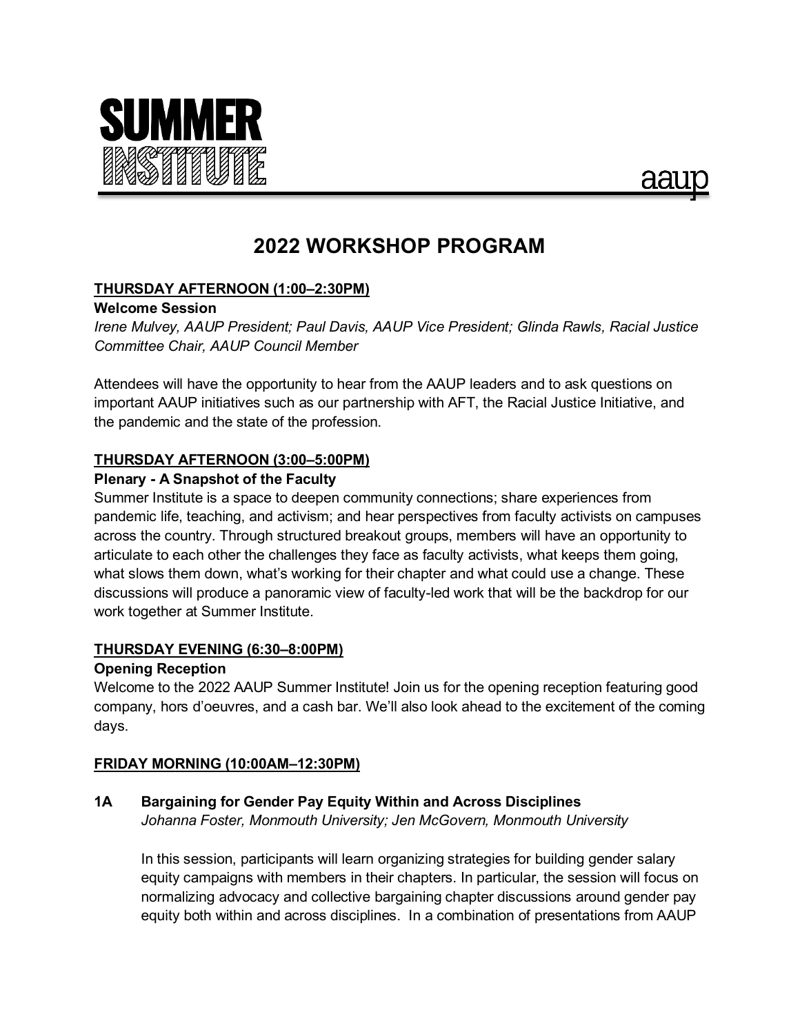# SUMMER INSTITUTE

aaup

## 2022 WORKSHOP PROGRAM

**THURSDAY AFTERNOON (1:00–2:30PM)**

**Welcome Session**

*Irene Mulvey, AAUP President; Paul Davis, AAUP Vice President; Glinda Rawls, Racial Justice Committee Chair, AAUP Council Member*

Attendees will have the opportunity to hear from the AAUP leaders and to ask questions on important AAUP initiatives such as our partnership with AFT, the Racial Justice Initiative, and the pandemic and the state of the profession.

**THURSDAY AFTERNOON (3:00–5:00PM)**

**Plenary - A Snapshot of the Faculty**

Summer Institute is a space to deepen community connections; share experiences from pandemic life, teaching, and activism; and hear perspectives from faculty activists on campuses across the country. Through structured breakout groups, members will have an opportunity to articulate to each other the challenges they face as faculty activists, what keeps them going, what slows them down, what's working for their chapter and what could use a change. These discussions will produce a panoramic view of faculty-led work that will be the backdrop for our work together at Summer Institute.

**THURSDAY EVENING (6:30–8:00PM)**

**Opening Reception**

Welcome to the 2022 AAUP Summer Institute! Join us for the opening reception featuring good company, hors d'oeuvres, and a cash bar. We'll also look ahead to the excitement of the coming days.

**FRIDAY MORNING (10:00AM–12:30PM)**

**1A Bargaining for Gender Pay Equity Within and Across Disciplines**

*Johanna Foster, Monmouth University; Jen McGovern, Monmouth University*

In this session, participants will learn organizing strategies for building gender salary equity campaigns with members in their chapters. In particular, the session will focus on normalizing advocacy and collective bargaining chapter discussions around gender pay equity both within and across disciplines. In a combination of presentations from AAUP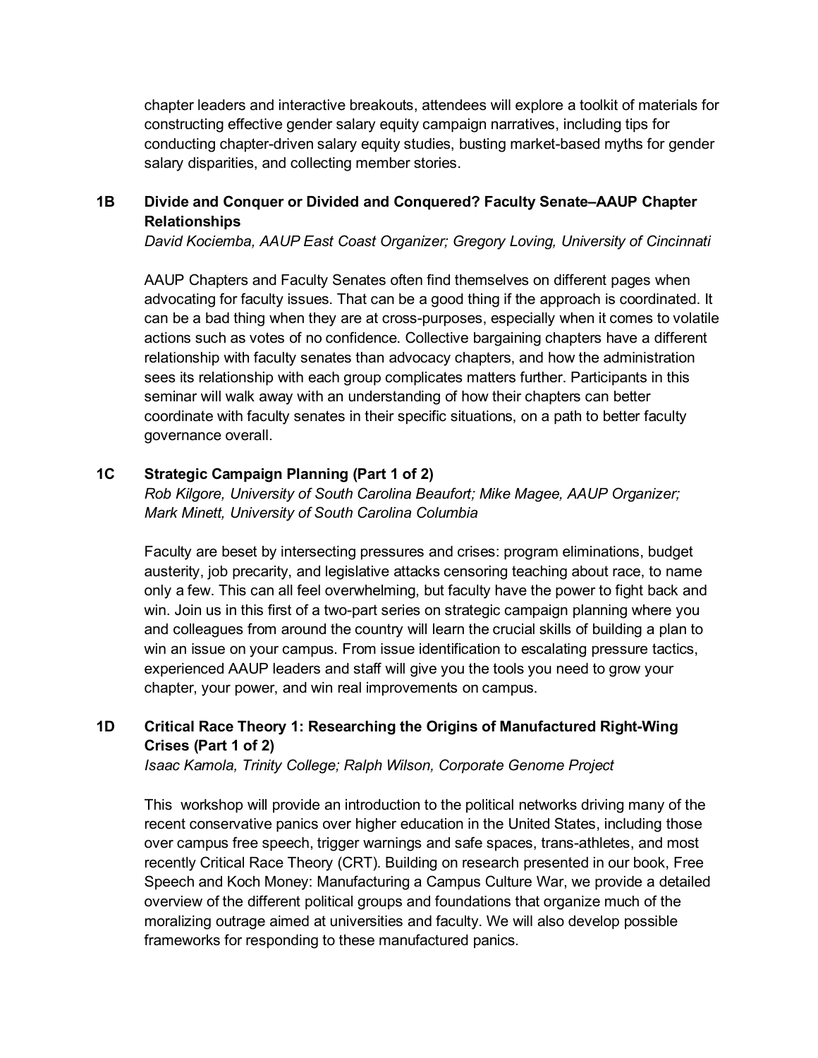chapter leaders and interactive breakouts, attendees will explore a toolkit of materials for constructing effective gender salary equity campaign narratives, including tips for conducting chapter-driven salary equity studies, busting market-based myths for gender salary disparities, and collecting member stories.

### 1B Divide and Conquer or Divided and Conquered? Faculty Senate–AAUP Chapter Relationships

*David Kociemba, AAUP East Coast Organizer; Gregory Loving, University of Cincinnati*

AAUP Chapters and Faculty Senates often find themselves on different pages when advocating for faculty issues. That can be a good thing if the approach is coordinated. It can be a bad thing when they are at cross-purposes, especially when it comes to volatile actions such as votes of no confidence. Collective bargaining chapters have a different relationship with faculty senates than advocacy chapters, and how the administration sees its relationship with each group complicates matters further. Participants in this seminar will walk away with an understanding of how their chapters can better coordinate with faculty senates in their specific situations, on a path to better faculty governance overall.

### 1C Strategic Campaign Planning (Part 1 of 2)

*Rob Kilgore, University of South Carolina Beaufort; Mike Magee, AAUP Organizer; Mark Minett, University of South Carolina Columbia*

Faculty are beset by intersecting pressures and crises: program eliminations, budget austerity, job precarity, and legislative attacks censoring teaching about race, to name only a few. This can all feel overwhelming, but faculty have the power to fight back and win. Join us in this first of a two-part series on strategic campaign planning where you and colleagues from around the country will learn the crucial skills of building a plan to win an issue on your campus. From issue identification to escalating pressure tactics, experienced AAUP leaders and staff will give you the tools you need to grow your chapter, your power, and win real improvements on campus.

### 1D Critical Race Theory 1: Researching the Origins of Manufactured Right-Wing Crises (Part 1 of 2)

*Isaac Kamola, Trinity College; Ralph Wilson, Corporate Genome Project*

This workshop will provide an introduction to the political networks driving many of the recent conservative panics over higher education in the United States, including those over campus free speech, trigger warnings and safe spaces, trans-athletes, and most recently Critical Race Theory (CRT). Building on research presented in our book, Free Speech and Koch Money: Manufacturing a Campus Culture War, we provide a detailed overview of the different political groups and foundations that organize much of the moralizing outrage aimed at universities and faculty. We will also develop possible frameworks for responding to these manufactured panics.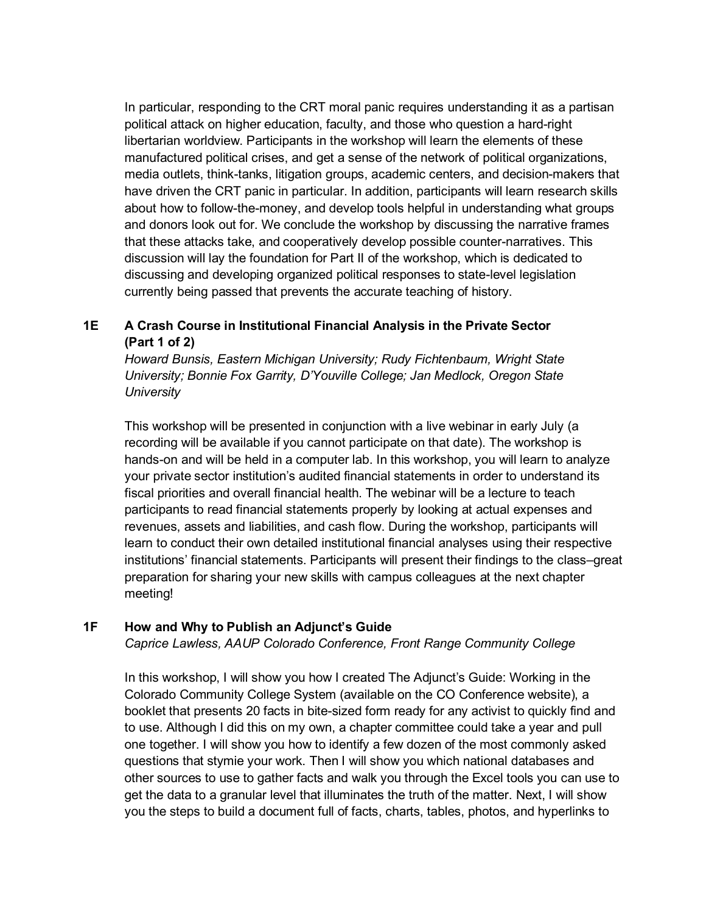In particular, responding to the CRT moral panic requires understanding it as a partisan political attack on higher education, faculty, and those who question a hard-right libertarian worldview. Participants in the workshop will learn the elements of these manufactured political crises, and get a sense of the network of political organizations, media outlets, think-tanks, litigation groups, academic centers, and decision-makers that have driven the CRT panic in particular. In addition, participants will learn research skills about how to follow-the-money, and develop tools helpful in understanding what groups and donors look out for. We conclude the workshop by discussing the narrative frames that these attacks take, and cooperatively develop possible counter-narratives. This discussion will lay the foundation for Part II of the workshop, which is dedicated to discussing and developing organized political responses to state-level legislation currently being passed that prevents the accurate teaching of history.

### 1E A Crash Course in Institutional Financial Analysis in the Private Sector (Part 1 of 2)

*Howard Bunsis, Eastern Michigan University; Rudy Fichtenbaum, Wright State University; Bonnie Fox Garrity, D'Youville College; Jan Medlock, Oregon State University*

This workshop will be presented in conjunction with a live webinar in early July (a recording will be available if you cannot participate on that date). The workshop is hands-on and will be held in a computer lab. In this workshop, you will learn to analyze your private sector institution's audited financial statements in order to understand its fiscal priorities and overall financial health. The webinar will be a lecture to teach participants to read financial statements properly by looking at actual expenses and revenues, assets and liabilities, and cash flow. During the workshop, participants will learn to conduct their own detailed institutional financial analyses using their respective institutions' financial statements. Participants will present their findings to the class–great preparation for sharing your new skills with campus colleagues at the next chapter meeting!

### 1F How and Why to Publish an Adjunct's Guide

*Caprice Lawless, AAUP Colorado Conference, Front Range Community College*

In this workshop, I will show you how I created The Adjunct's Guide: Working in the Colorado Community College System (available on the CO Conference website), a booklet that presents 20 facts in bite-sized form ready for any activist to quickly find and to use. Although I did this on my own, a chapter committee could take a year and pull one together. I will show you how to identify a few dozen of the most commonly asked questions that stymie your work. Then I will show you which national databases and other sources to use to gather facts and walk you through the Excel tools you can use to get the data to a granular level that illuminates the truth of the matter. Next, I will show you the steps to build a document full of facts, charts, tables, photos, and hyperlinks to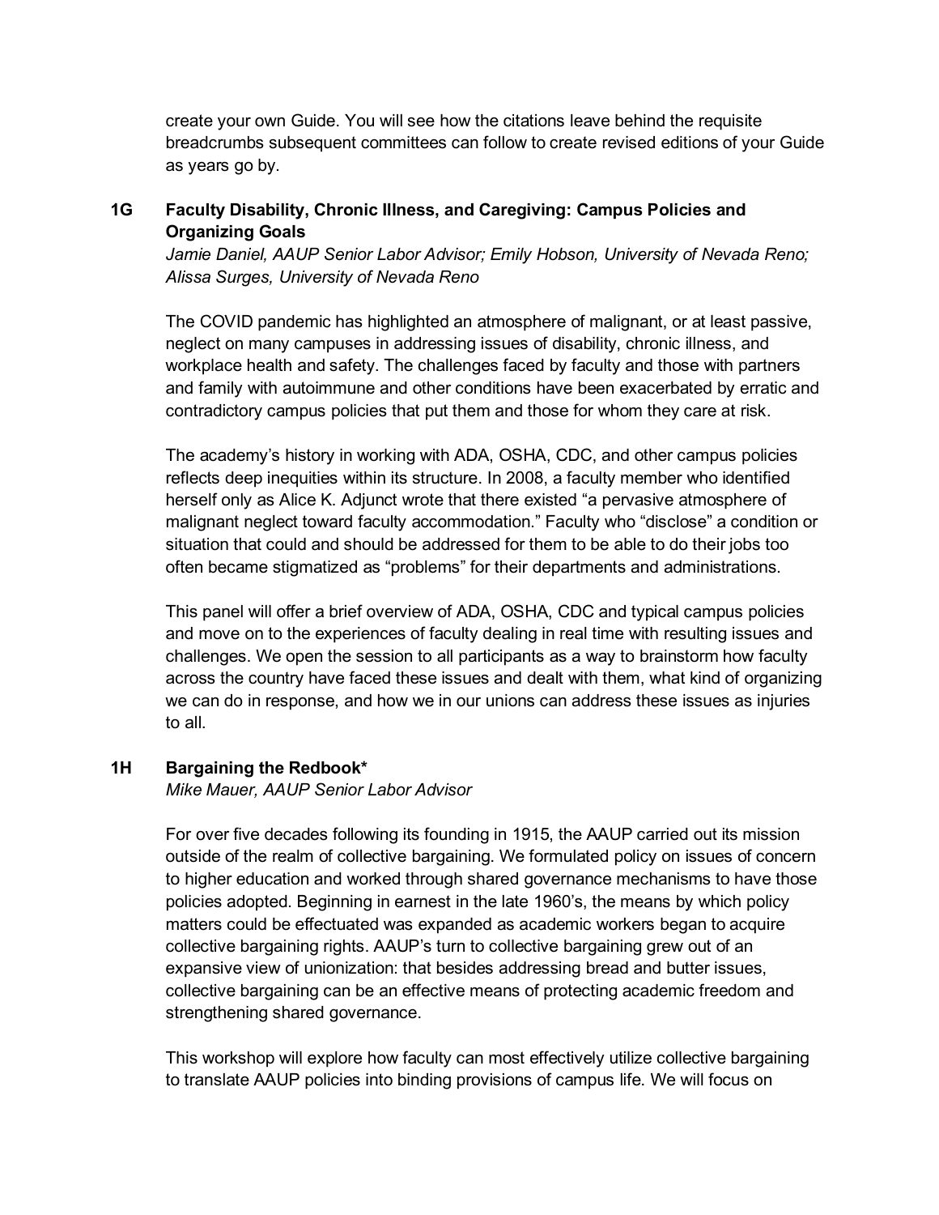create your own Guide. You will see how the citations leave behind the requisite breadcrumbs subsequent committees can follow to create revised editions of your Guide as years go by.

### 1G Faculty Disability, Chronic Illness, and Caregiving: Campus Policies and Organizing Goals

*Jamie Daniel, AAUP Senior Labor Advisor; Emily Hobson, University of Nevada Reno; Alissa Surges, University of Nevada Reno*

The COVID pandemic has highlighted an atmosphere of malignant, or at least passive, neglect on many campuses in addressing issues of disability, chronic illness, and workplace health and safety. The challenges faced by faculty and those with partners and family with autoimmune and other conditions have been exacerbated by erratic and contradictory campus policies that put them and those for whom they care at risk.

The academy's history in working with ADA, OSHA, CDC, and other campus policies reflects deep inequities within its structure. In 2008, a faculty member who identified herself only as Alice K. Adjunct wrote that there existed "a pervasive atmosphere of malignant neglect toward faculty accommodation." Faculty who "disclose" a condition or situation that could and should be addressed for them to be able to do their jobs too often became stigmatized as "problems" for their departments and administrations.

This panel will offer a brief overview of ADA, OSHA, CDC and typical campus policies and move on to the experiences of faculty dealing in real time with resulting issues and challenges. We open the session to all participants as a way to brainstorm how faculty across the country have faced these issues and dealt with them, what kind of organizing we can do in response, and how we in our unions can address these issues as injuries to all.

### 1H Bargaining the Redbook*

*Mike Mauer, AAUP Senior Labor Advisor*

For over five decades following its founding in 1915, the AAUP carried out its mission outside of the realm of collective bargaining. We formulated policy on issues of concern to higher education and worked through shared governance mechanisms to have those policies adopted. Beginning in earnest in the late 1960's, the means by which policy matters could be effectuated was expanded as academic workers began to acquire collective bargaining rights. AAUP's turn to collective bargaining grew out of an expansive view of unionization: that besides addressing bread and butter issues, collective bargaining can be an effective means of protecting academic freedom and strengthening shared governance.

This workshop will explore how faculty can most effectively utilize collective bargaining to translate AAUP policies into binding provisions of campus life. We will focus on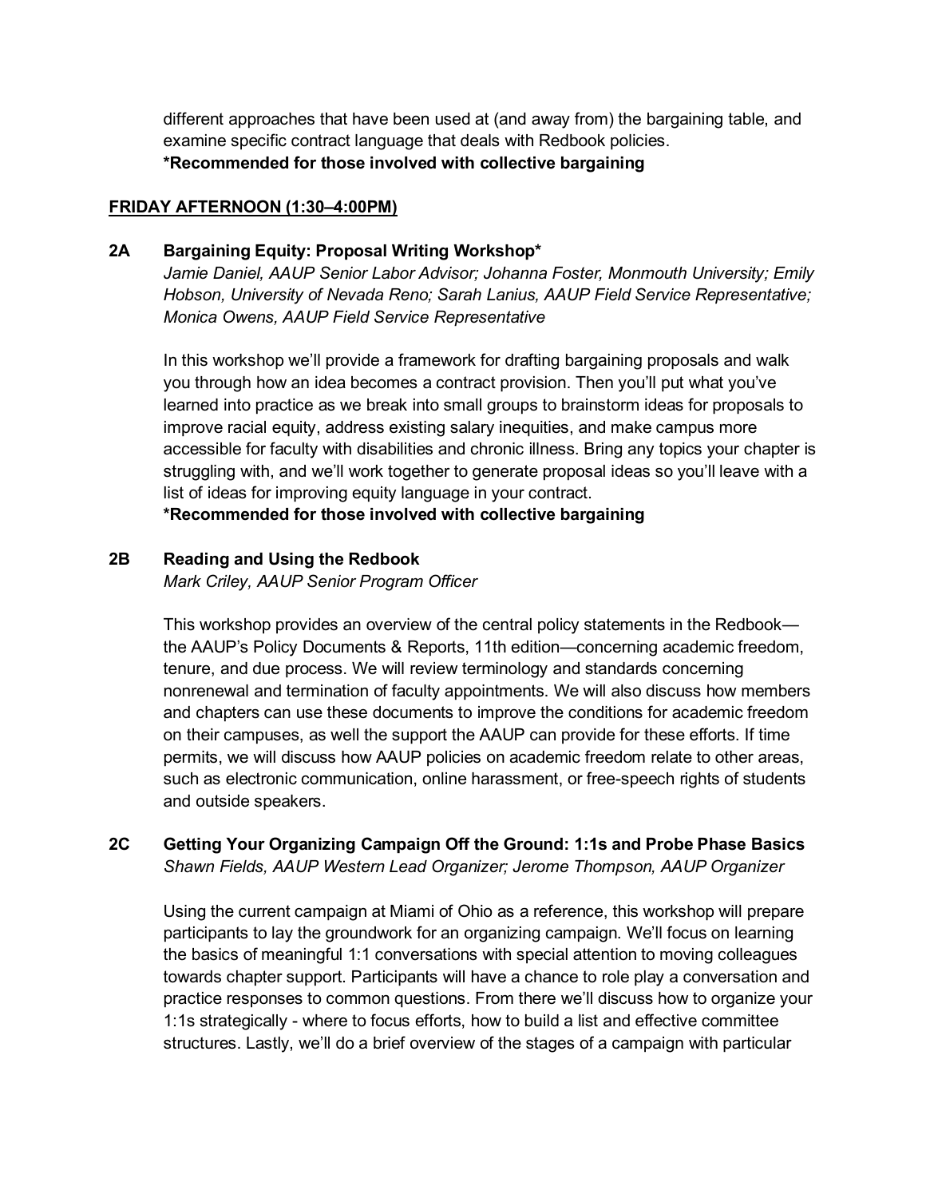different approaches that have been used at (and away from) the bargaining table, and examine specific contract language that deals with Redbook policies.
**\*Recommended for those involved with collective bargaining**

**FRIDAY AFTERNOON (1:30–4:00PM)**

### 2A Bargaining Equity: Proposal Writing Workshop*

*Jamie Daniel, AAUP Senior Labor Advisor; Johanna Foster, Monmouth University; Emily Hobson, University of Nevada Reno; Sarah Lanius, AAUP Field Service Representative; Monica Owens, AAUP Field Service Representative*

In this workshop we'll provide a framework for drafting bargaining proposals and walk you through how an idea becomes a contract provision. Then you'll put what you've learned into practice as we break into small groups to brainstorm ideas for proposals to improve racial equity, address existing salary inequities, and make campus more accessible for faculty with disabilities and chronic illness. Bring any topics your chapter is struggling with, and we'll work together to generate proposal ideas so you'll leave with a list of ideas for improving equity language in your contract.
**\*Recommended for those involved with collective bargaining**

### 2B Reading and Using the Redbook

*Mark Criley, AAUP Senior Program Officer*

This workshop provides an overview of the central policy statements in the Redbook—the AAUP's Policy Documents & Reports, 11th edition—concerning academic freedom, tenure, and due process. We will review terminology and standards concerning nonrenewal and termination of faculty appointments. We will also discuss how members and chapters can use these documents to improve the conditions for academic freedom on their campuses, as well the support the AAUP can provide for these efforts. If time permits, we will discuss how AAUP policies on academic freedom relate to other areas, such as electronic communication, online harassment, or free-speech rights of students and outside speakers.

### 2C Getting Your Organizing Campaign Off the Ground: 1:1s and Probe Phase Basics

*Shawn Fields, AAUP Western Lead Organizer; Jerome Thompson, AAUP Organizer*

Using the current campaign at Miami of Ohio as a reference, this workshop will prepare participants to lay the groundwork for an organizing campaign. We'll focus on learning the basics of meaningful 1:1 conversations with special attention to moving colleagues towards chapter support. Participants will have a chance to role play a conversation and practice responses to common questions. From there we'll discuss how to organize your 1:1s strategically - where to focus efforts, how to build a list and effective committee structures. Lastly, we'll do a brief overview of the stages of a campaign with particular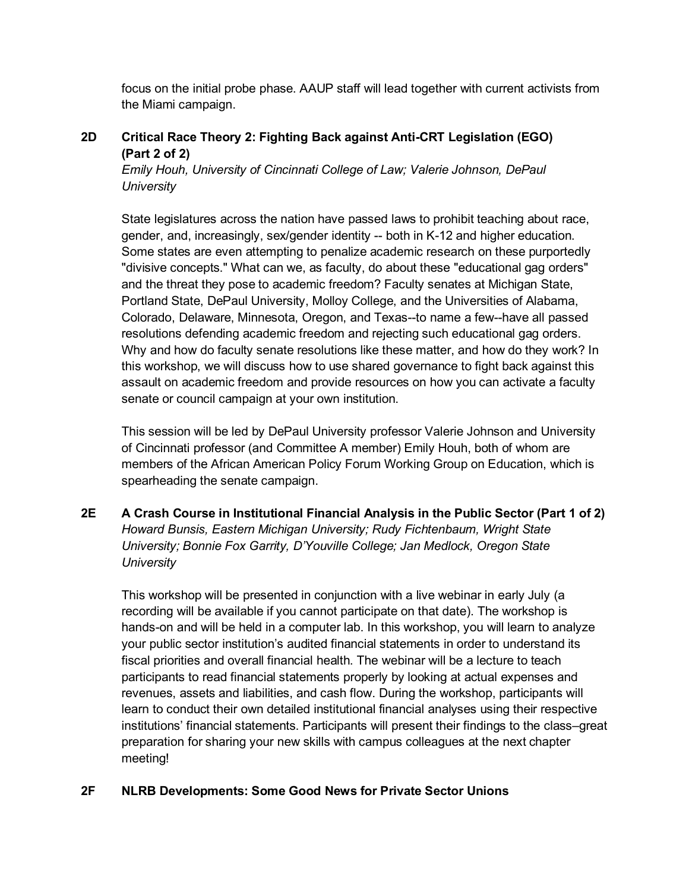focus on the initial probe phase. AAUP staff will lead together with current activists from the Miami campaign.

### 2D Critical Race Theory 2: Fighting Back against Anti-CRT Legislation (EGO) (Part 2 of 2)

*Emily Houh, University of Cincinnati College of Law; Valerie Johnson, DePaul University*

State legislatures across the nation have passed laws to prohibit teaching about race, gender, and, increasingly, sex/gender identity -- both in K-12 and higher education. Some states are even attempting to penalize academic research on these purportedly "divisive concepts." What can we, as faculty, do about these "educational gag orders" and the threat they pose to academic freedom? Faculty senates at Michigan State, Portland State, DePaul University, Molloy College, and the Universities of Alabama, Colorado, Delaware, Minnesota, Oregon, and Texas--to name a few--have all passed resolutions defending academic freedom and rejecting such educational gag orders. Why and how do faculty senate resolutions like these matter, and how do they work? In this workshop, we will discuss how to use shared governance to fight back against this assault on academic freedom and provide resources on how you can activate a faculty senate or council campaign at your own institution.

This session will be led by DePaul University professor Valerie Johnson and University of Cincinnati professor (and Committee A member) Emily Houh, both of whom are members of the African American Policy Forum Working Group on Education, which is spearheading the senate campaign.

### 2E A Crash Course in Institutional Financial Analysis in the Public Sector (Part 1 of 2)

*Howard Bunsis, Eastern Michigan University; Rudy Fichtenbaum, Wright State University; Bonnie Fox Garrity, D'Youville College; Jan Medlock, Oregon State University*

This workshop will be presented in conjunction with a live webinar in early July (a recording will be available if you cannot participate on that date). The workshop is hands-on and will be held in a computer lab. In this workshop, you will learn to analyze your public sector institution's audited financial statements in order to understand its fiscal priorities and overall financial health. The webinar will be a lecture to teach participants to read financial statements properly by looking at actual expenses and revenues, assets and liabilities, and cash flow. During the workshop, participants will learn to conduct their own detailed institutional financial analyses using their respective institutions' financial statements. Participants will present their findings to the class–great preparation for sharing your new skills with campus colleagues at the next chapter meeting!

### 2F NLRB Developments: Some Good News for Private Sector Unions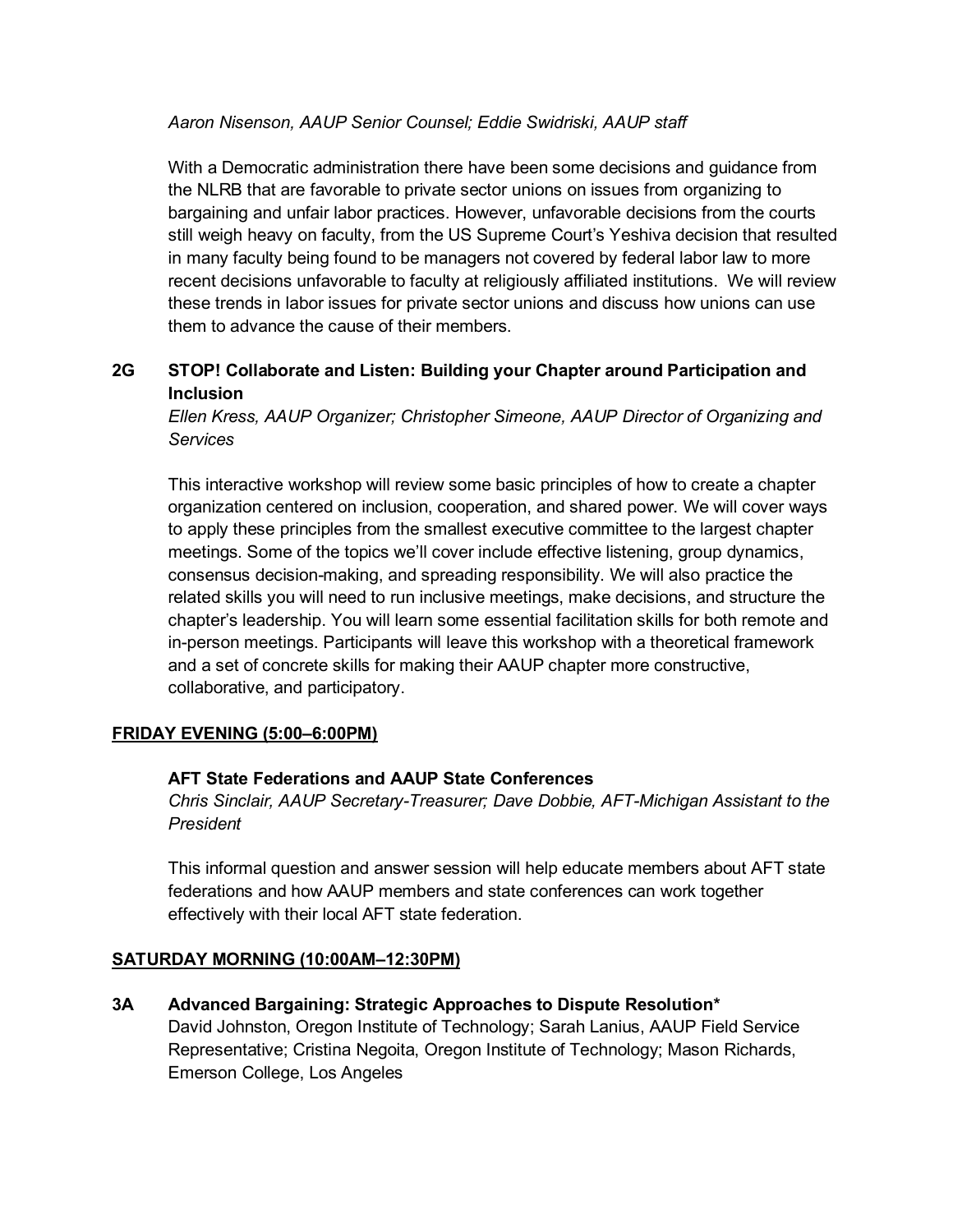*Aaron Nisenson, AAUP Senior Counsel; Eddie Swidriski, AAUP staff*

With a Democratic administration there have been some decisions and guidance from the NLRB that are favorable to private sector unions on issues from organizing to bargaining and unfair labor practices. However, unfavorable decisions from the courts still weigh heavy on faculty, from the US Supreme Court's Yeshiva decision that resulted in many faculty being found to be managers not covered by federal labor law to more recent decisions unfavorable to faculty at religiously affiliated institutions. We will review these trends in labor issues for private sector unions and discuss how unions can use them to advance the cause of their members.

**2G STOP! Collaborate and Listen: Building your Chapter around Participation and Inclusion**

*Ellen Kress, AAUP Organizer; Christopher Simeone, AAUP Director of Organizing and Services*

This interactive workshop will review some basic principles of how to create a chapter organization centered on inclusion, cooperation, and shared power. We will cover ways to apply these principles from the smallest executive committee to the largest chapter meetings. Some of the topics we'll cover include effective listening, group dynamics, consensus decision-making, and spreading responsibility. We will also practice the related skills you will need to run inclusive meetings, make decisions, and structure the chapter's leadership. You will learn some essential facilitation skills for both remote and in-person meetings. Participants will leave this workshop with a theoretical framework and a set of concrete skills for making their AAUP chapter more constructive, collaborative, and participatory.

## FRIDAY EVENING (5:00–6:00PM)

**AFT State Federations and AAUP State Conferences**

*Chris Sinclair, AAUP Secretary-Treasurer; Dave Dobbie, AFT-Michigan Assistant to the President*

This informal question and answer session will help educate members about AFT state federations and how AAUP members and state conferences can work together effectively with their local AFT state federation.

## SATURDAY MORNING (10:00AM–12:30PM)

**3A Advanced Bargaining: Strategic Approaches to Dispute Resolution***

David Johnston, Oregon Institute of Technology; Sarah Lanius, AAUP Field Service Representative; Cristina Negoita, Oregon Institute of Technology; Mason Richards, Emerson College, Los Angeles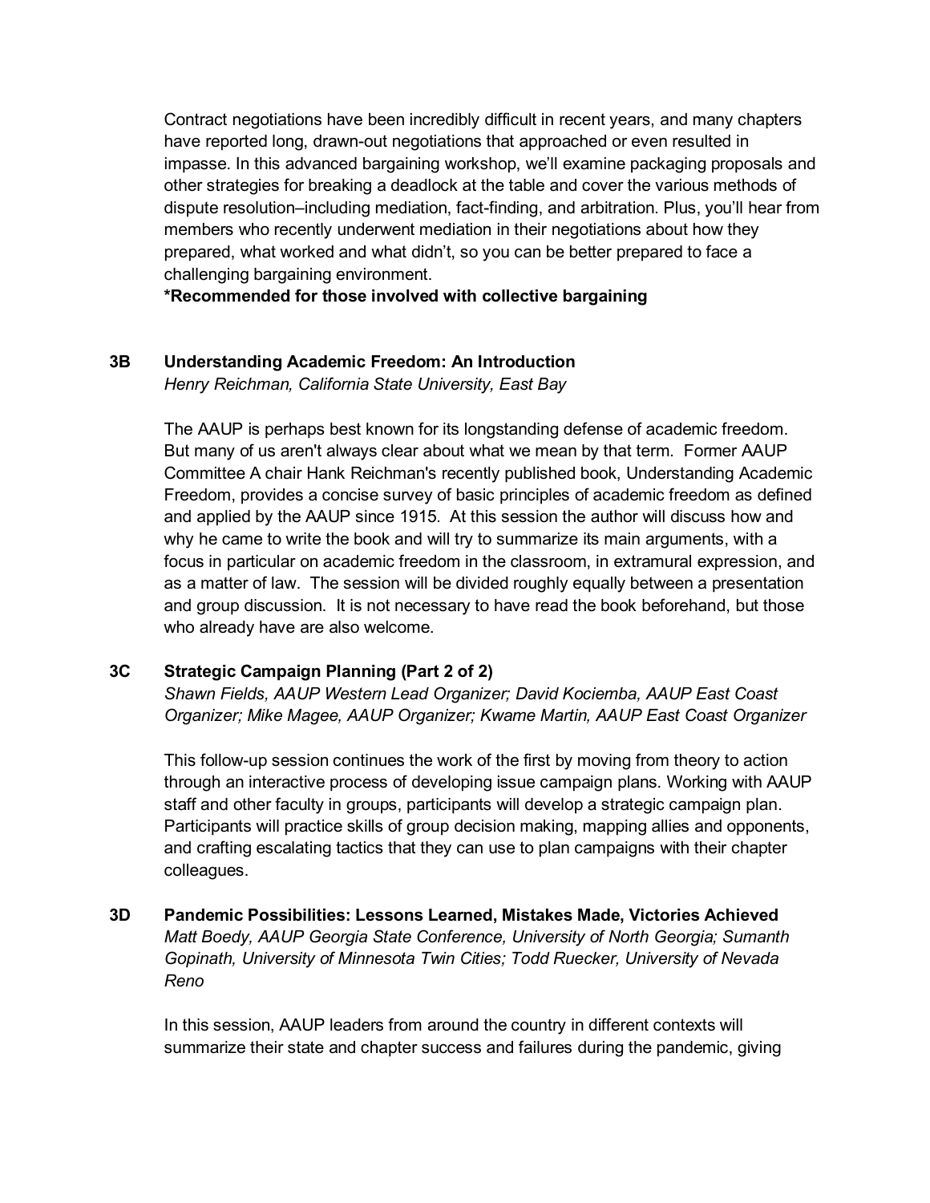Contract negotiations have been incredibly difficult in recent years, and many chapters have reported long, drawn-out negotiations that approached or even resulted in impasse. In this advanced bargaining workshop, we'll examine packaging proposals and other strategies for breaking a deadlock at the table and cover the various methods of dispute resolution–including mediation, fact-finding, and arbitration. Plus, you'll hear from members who recently underwent mediation in their negotiations about how they prepared, what worked and what didn't, so you can be better prepared to face a challenging bargaining environment.

**\*Recommended for those involved with collective bargaining**

### 3B Understanding Academic Freedom: An Introduction

*Henry Reichman, California State University, East Bay*

The AAUP is perhaps best known for its longstanding defense of academic freedom. But many of us aren't always clear about what we mean by that term. Former AAUP Committee A chair Hank Reichman's recently published book, Understanding Academic Freedom, provides a concise survey of basic principles of academic freedom as defined and applied by the AAUP since 1915. At this session the author will discuss how and why he came to write the book and will try to summarize its main arguments, with a focus in particular on academic freedom in the classroom, in extramural expression, and as a matter of law. The session will be divided roughly equally between a presentation and group discussion. It is not necessary to have read the book beforehand, but those who already have are also welcome.

### 3C Strategic Campaign Planning (Part 2 of 2)

*Shawn Fields, AAUP Western Lead Organizer; David Kociemba, AAUP East Coast Organizer; Mike Magee, AAUP Organizer; Kwame Martin, AAUP East Coast Organizer*

This follow-up session continues the work of the first by moving from theory to action through an interactive process of developing issue campaign plans. Working with AAUP staff and other faculty in groups, participants will develop a strategic campaign plan. Participants will practice skills of group decision making, mapping allies and opponents, and crafting escalating tactics that they can use to plan campaigns with their chapter colleagues.

### 3D Pandemic Possibilities: Lessons Learned, Mistakes Made, Victories Achieved

*Matt Boedy, AAUP Georgia State Conference, University of North Georgia; Sumanth Gopinath, University of Minnesota Twin Cities; Todd Ruecker, University of Nevada Reno*

In this session, AAUP leaders from around the country in different contexts will summarize their state and chapter success and failures during the pandemic, giving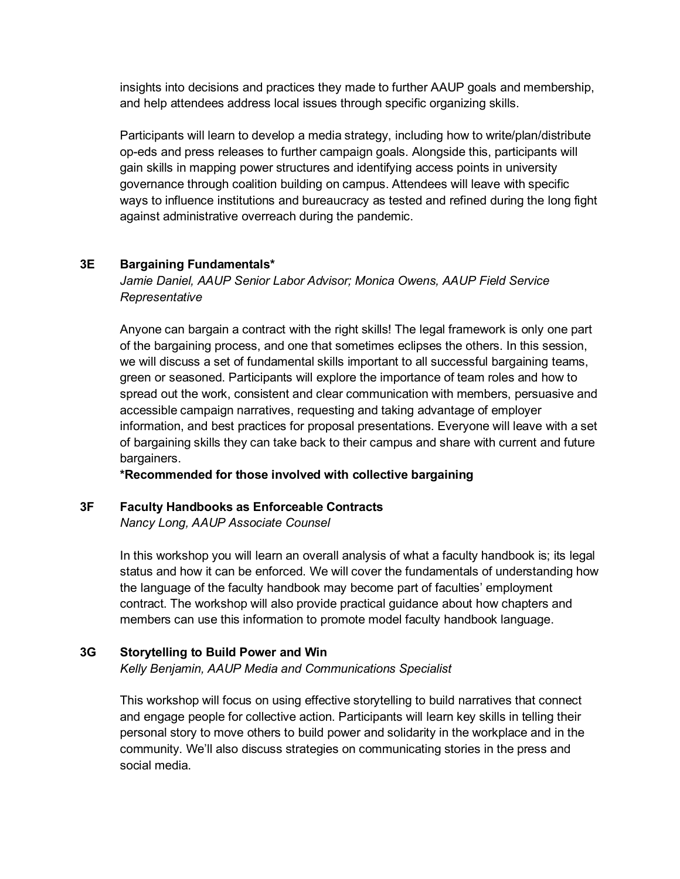insights into decisions and practices they made to further AAUP goals and membership, and help attendees address local issues through specific organizing skills.

Participants will learn to develop a media strategy, including how to write/plan/distribute op-eds and press releases to further campaign goals. Alongside this, participants will gain skills in mapping power structures and identifying access points in university governance through coalition building on campus. Attendees will leave with specific ways to influence institutions and bureaucracy as tested and refined during the long fight against administrative overreach during the pandemic.

### 3E Bargaining Fundamentals*

*Jamie Daniel, AAUP Senior Labor Advisor; Monica Owens, AAUP Field Service Representative*

Anyone can bargain a contract with the right skills! The legal framework is only one part of the bargaining process, and one that sometimes eclipses the others. In this session, we will discuss a set of fundamental skills important to all successful bargaining teams, green or seasoned. Participants will explore the importance of team roles and how to spread out the work, consistent and clear communication with members, persuasive and accessible campaign narratives, requesting and taking advantage of employer information, and best practices for proposal presentations. Everyone will leave with a set of bargaining skills they can take back to their campus and share with current and future bargainers.

**\*Recommended for those involved with collective bargaining**

### 3F Faculty Handbooks as Enforceable Contracts

*Nancy Long, AAUP Associate Counsel*

In this workshop you will learn an overall analysis of what a faculty handbook is; its legal status and how it can be enforced. We will cover the fundamentals of understanding how the language of the faculty handbook may become part of faculties' employment contract. The workshop will also provide practical guidance about how chapters and members can use this information to promote model faculty handbook language.

### 3G Storytelling to Build Power and Win

*Kelly Benjamin, AAUP Media and Communications Specialist*

This workshop will focus on using effective storytelling to build narratives that connect and engage people for collective action. Participants will learn key skills in telling their personal story to move others to build power and solidarity in the workplace and in the community. We'll also discuss strategies on communicating stories in the press and social media.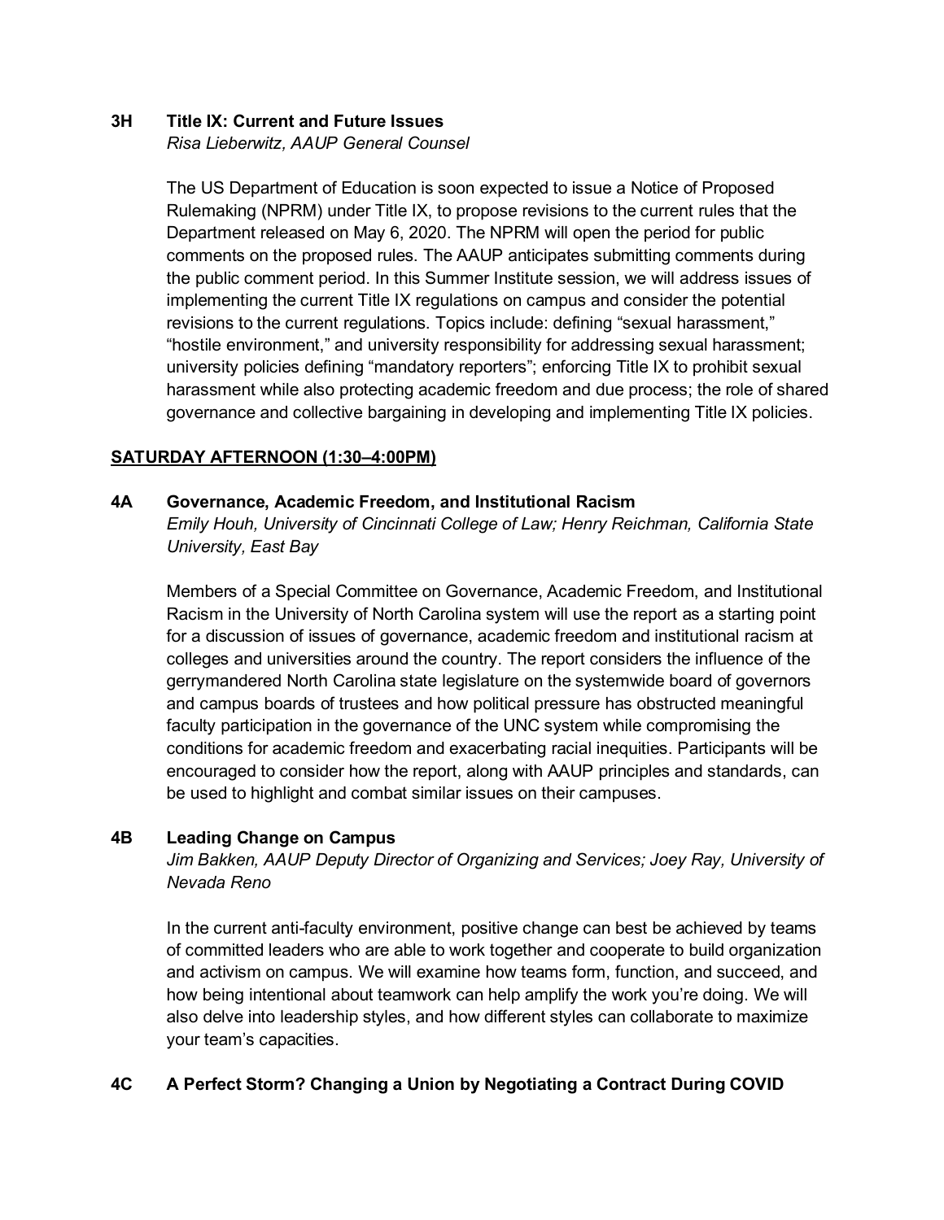### 3H Title IX: Current and Future Issues

*Risa Lieberwitz, AAUP General Counsel*

The US Department of Education is soon expected to issue a Notice of Proposed Rulemaking (NPRM) under Title IX, to propose revisions to the current rules that the Department released on May 6, 2020. The NPRM will open the period for public comments on the proposed rules. The AAUP anticipates submitting comments during the public comment period. In this Summer Institute session, we will address issues of implementing the current Title IX regulations on campus and consider the potential revisions to the current regulations. Topics include: defining "sexual harassment," "hostile environment," and university responsibility for addressing sexual harassment; university policies defining "mandatory reporters"; enforcing Title IX to prohibit sexual harassment while also protecting academic freedom and due process; the role of shared governance and collective bargaining in developing and implementing Title IX policies.

## SATURDAY AFTERNOON (1:30–4:00PM)

### 4A Governance, Academic Freedom, and Institutional Racism

*Emily Houh, University of Cincinnati College of Law; Henry Reichman, California State University, East Bay*

Members of a Special Committee on Governance, Academic Freedom, and Institutional Racism in the University of North Carolina system will use the report as a starting point for a discussion of issues of governance, academic freedom and institutional racism at colleges and universities around the country. The report considers the influence of the gerrymandered North Carolina state legislature on the systemwide board of governors and campus boards of trustees and how political pressure has obstructed meaningful faculty participation in the governance of the UNC system while compromising the conditions for academic freedom and exacerbating racial inequities. Participants will be encouraged to consider how the report, along with AAUP principles and standards, can be used to highlight and combat similar issues on their campuses.

### 4B Leading Change on Campus

*Jim Bakken, AAUP Deputy Director of Organizing and Services; Joey Ray, University of Nevada Reno*

In the current anti-faculty environment, positive change can best be achieved by teams of committed leaders who are able to work together and cooperate to build organization and activism on campus. We will examine how teams form, function, and succeed, and how being intentional about teamwork can help amplify the work you're doing. We will also delve into leadership styles, and how different styles can collaborate to maximize your team's capacities.

### 4C A Perfect Storm? Changing a Union by Negotiating a Contract During COVID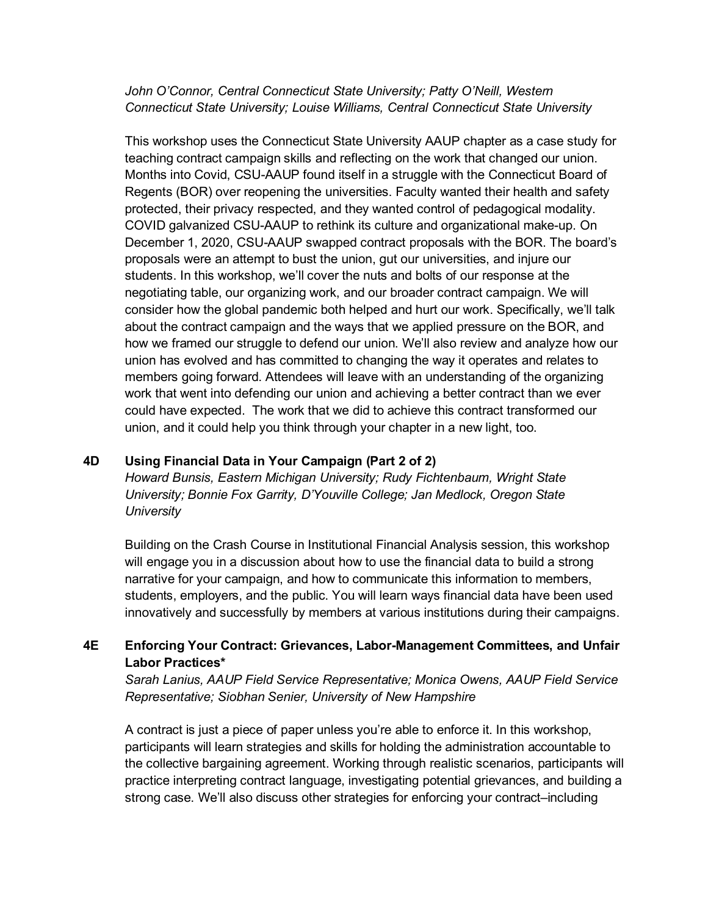*John O'Connor, Central Connecticut State University; Patty O'Neill, Western Connecticut State University; Louise Williams, Central Connecticut State University*

This workshop uses the Connecticut State University AAUP chapter as a case study for teaching contract campaign skills and reflecting on the work that changed our union. Months into Covid, CSU-AAUP found itself in a struggle with the Connecticut Board of Regents (BOR) over reopening the universities. Faculty wanted their health and safety protected, their privacy respected, and they wanted control of pedagogical modality. COVID galvanized CSU-AAUP to rethink its culture and organizational make-up. On December 1, 2020, CSU-AAUP swapped contract proposals with the BOR. The board's proposals were an attempt to bust the union, gut our universities, and injure our students. In this workshop, we'll cover the nuts and bolts of our response at the negotiating table, our organizing work, and our broader contract campaign. We will consider how the global pandemic both helped and hurt our work. Specifically, we'll talk about the contract campaign and the ways that we applied pressure on the BOR, and how we framed our struggle to defend our union. We'll also review and analyze how our union has evolved and has committed to changing the way it operates and relates to members going forward. Attendees will leave with an understanding of the organizing work that went into defending our union and achieving a better contract than we ever could have expected. The work that we did to achieve this contract transformed our union, and it could help you think through your chapter in a new light, too.

### 4D Using Financial Data in Your Campaign (Part 2 of 2)

*Howard Bunsis, Eastern Michigan University; Rudy Fichtenbaum, Wright State University; Bonnie Fox Garrity, D'Youville College; Jan Medlock, Oregon State University*

Building on the Crash Course in Institutional Financial Analysis session, this workshop will engage you in a discussion about how to use the financial data to build a strong narrative for your campaign, and how to communicate this information to members, students, employers, and the public. You will learn ways financial data have been used innovatively and successfully by members at various institutions during their campaigns.

### 4E Enforcing Your Contract: Grievances, Labor-Management Committees, and Unfair Labor Practices*

*Sarah Lanius, AAUP Field Service Representative; Monica Owens, AAUP Field Service Representative; Siobhan Senier, University of New Hampshire*

A contract is just a piece of paper unless you're able to enforce it. In this workshop, participants will learn strategies and skills for holding the administration accountable to the collective bargaining agreement. Working through realistic scenarios, participants will practice interpreting contract language, investigating potential grievances, and building a strong case. We'll also discuss other strategies for enforcing your contract–including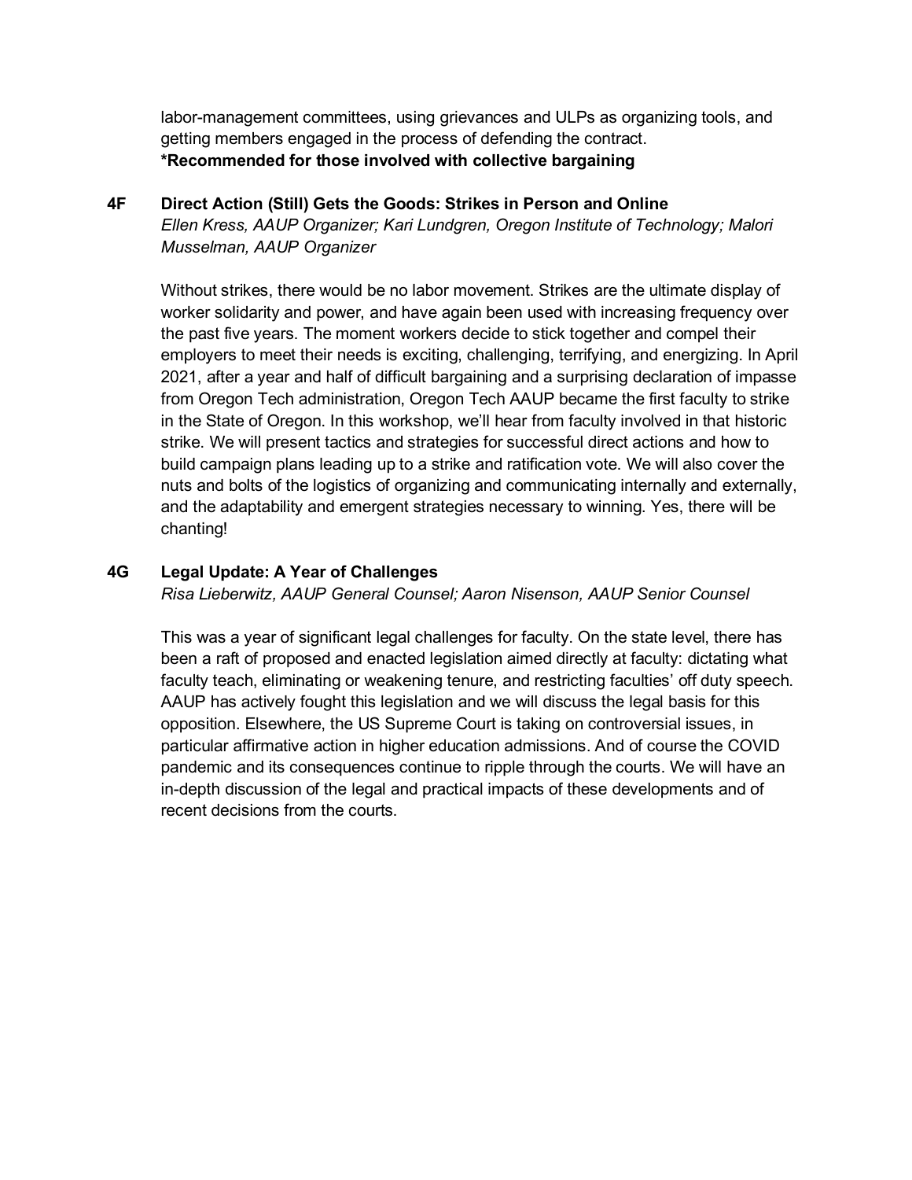labor-management committees, using grievances and ULPs as organizing tools, and getting members engaged in the process of defending the contract.
**\*Recommended for those involved with collective bargaining**

### 4F Direct Action (Still) Gets the Goods: Strikes in Person and Online

*Ellen Kress, AAUP Organizer; Kari Lundgren, Oregon Institute of Technology; Malori Musselman, AAUP Organizer*

Without strikes, there would be no labor movement. Strikes are the ultimate display of worker solidarity and power, and have again been used with increasing frequency over the past five years. The moment workers decide to stick together and compel their employers to meet their needs is exciting, challenging, terrifying, and energizing. In April 2021, after a year and half of difficult bargaining and a surprising declaration of impasse from Oregon Tech administration, Oregon Tech AAUP became the first faculty to strike in the State of Oregon. In this workshop, we'll hear from faculty involved in that historic strike. We will present tactics and strategies for successful direct actions and how to build campaign plans leading up to a strike and ratification vote. We will also cover the nuts and bolts of the logistics of organizing and communicating internally and externally, and the adaptability and emergent strategies necessary to winning. Yes, there will be chanting!

### 4G Legal Update: A Year of Challenges

*Risa Lieberwitz, AAUP General Counsel; Aaron Nisenson, AAUP Senior Counsel*

This was a year of significant legal challenges for faculty. On the state level, there has been a raft of proposed and enacted legislation aimed directly at faculty: dictating what faculty teach, eliminating or weakening tenure, and restricting faculties' off duty speech. AAUP has actively fought this legislation and we will discuss the legal basis for this opposition. Elsewhere, the US Supreme Court is taking on controversial issues, in particular affirmative action in higher education admissions. And of course the COVID pandemic and its consequences continue to ripple through the courts. We will have an in-depth discussion of the legal and practical impacts of these developments and of recent decisions from the courts.